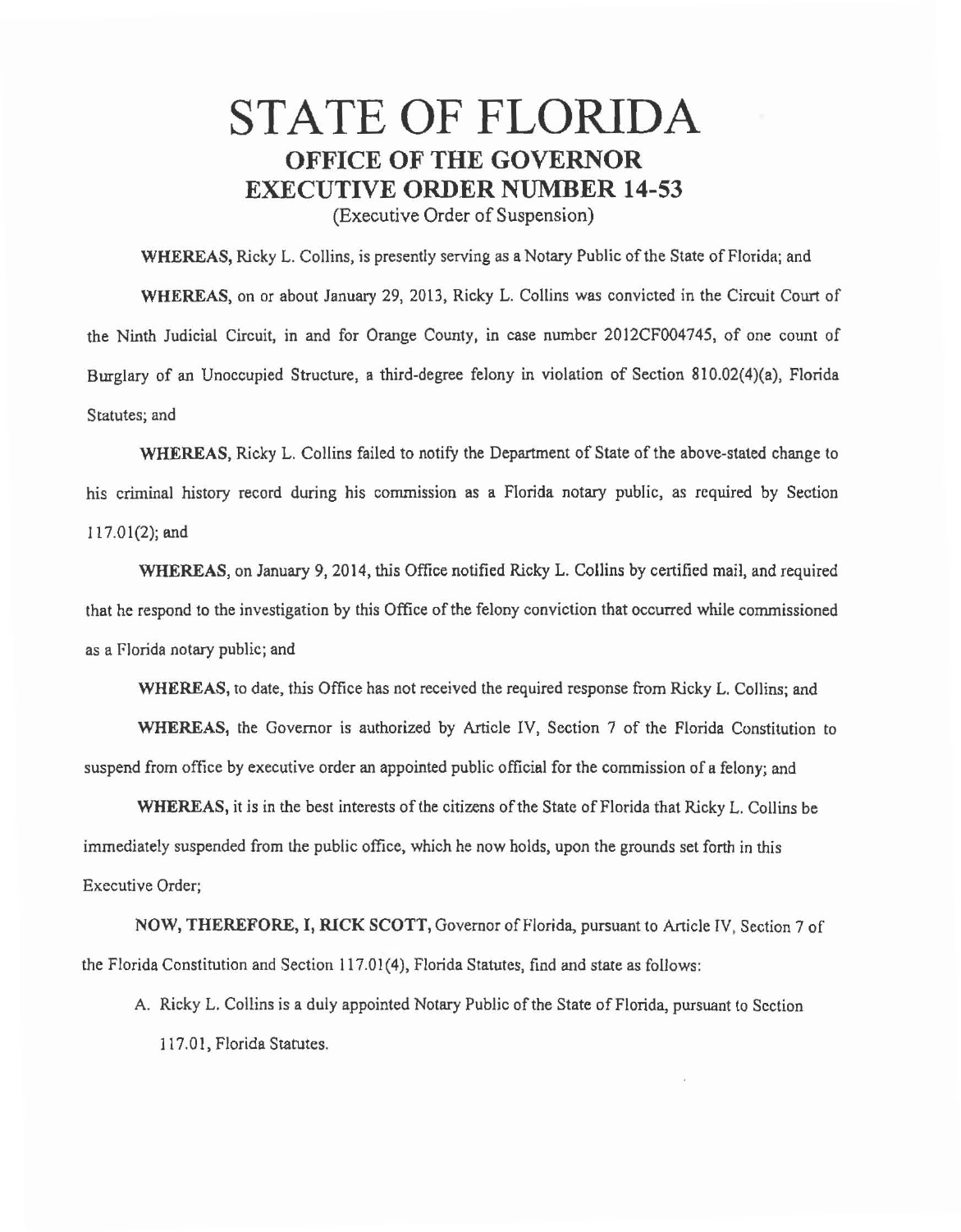# STATE OF FLORIDA

## OFFICE OF THE GOVERNOR

## EXECUTIVE ORDER NUMBER 14-53

(Executive Order of Suspension)

**WHEREAS,** Ricky L. Collins, is presently serving as a Notary Public of the State of Florida; and

**WHEREAS,** on or about January 29, 2013, Ricky L. Collins was convicted in the Circuit Court of the Ninth Judicial Circuit, in and for Orange County, in case number 2012CF004745, of one count of Burglary of an Unoccupied Structure, a third-degree felony in violation of Section 810.02(4)(a), Florida Statutes; and

**WHEREAS,** Ricky L. Collins failed to notify the Department of State of the above-stated change to his criminal history record during his commission as a Florida notary public, as required by Section 117.01(2); and

**WHEREAS,** on January 9, 2014, this Office notified Ricky L. Collins by certified mail, and required that he respond to the investigation by this Office of the felony conviction that occurred while commissioned as a Florida notary public; and

**WHEREAS,** to date, this Office has not received the required response from Ricky L. Collins; and

**WHEREAS,** the Governor is authorized by Article IV, Section 7 of the Florida Constitution to suspend from office by executive order an appointed public official for the commission of a felony; and

**WHEREAS,** it is in the best interests of the citizens of the State of Florida that Ricky L. Collins be immediately suspended from the public office, which he now holds, upon the grounds set forth in this Executive Order;

**NOW, THEREFORE, I, RICK SCOTT,** Governor of Florida, pursuant to Article IV, Section 7 of the Florida Constitution and Section 117.01(4), Florida Statutes, find and state as follows:

A. Ricky L. Collins is a duly appointed Notary Public of the State of Florida, pursuant to Section 117.01, Florida Statutes.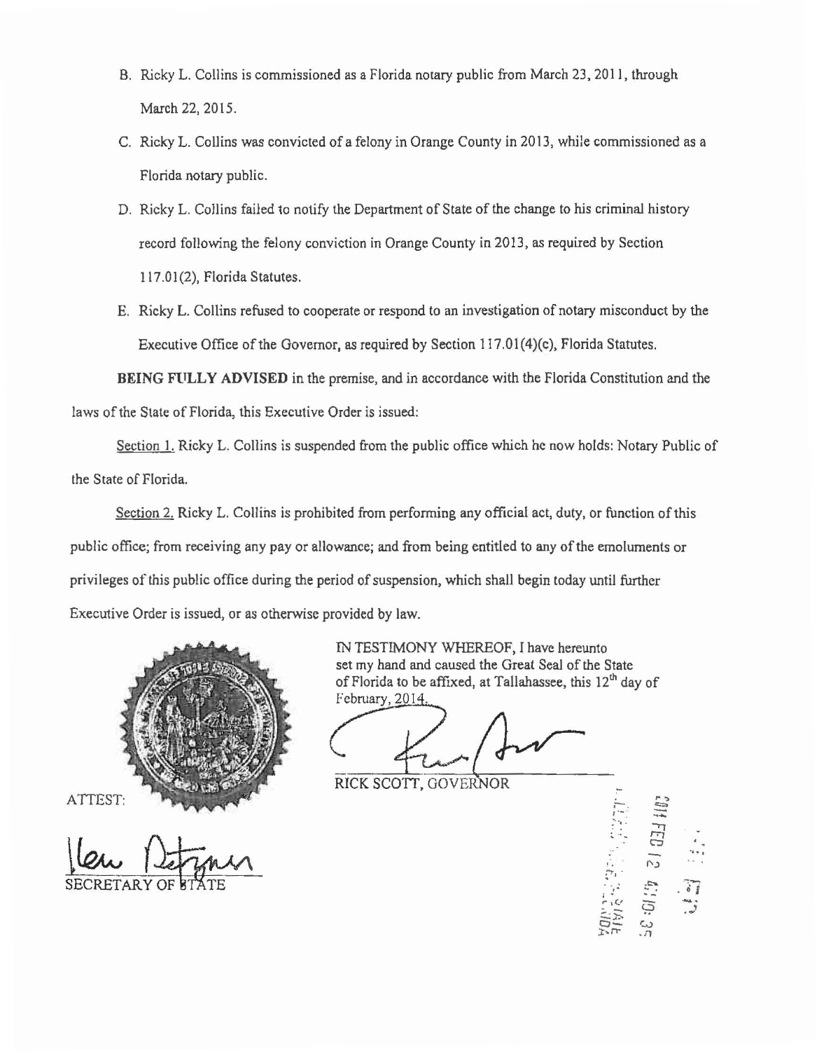B. Ricky L. Collins is commissioned as a Florida notary public from March 23, 2011, through March 22, 2015.

C. Ricky L. Collins was convicted of a felony in Orange County in 2013, while commissioned as a Florida notary public.

D. Ricky L. Collins failed to notify the Department of State of the change to his criminal history record following the felony conviction in Orange County in 2013, as required by Section 117.01(2), Florida Statutes.

E. Ricky L. Collins refused to cooperate or respond to an investigation of notary misconduct by the Executive Office of the Governor, as required by Section 117.01(4)(c), Florida Statutes.

**BEING FULLY ADVISED** in the premise, and in accordance with the Florida Constitution and the laws of the State of Florida, this Executive Order is issued:

Section 1. Ricky L. Collins is suspended from the public office which he now holds: Notary Public of the State of Florida.

Section 2. Ricky L. Collins is prohibited from performing any official act, duty, or function of this public office; from receiving any pay or allowance; and from being entitled to any of the emoluments or privileges of this public office during the period of suspension, which shall begin today until further Executive Order is issued, or as otherwise provided by law.

IN TESTIMONY WHEREOF, I have hereunto set my hand and caused the Great Seal of the State of Florida to be affixed, at Tallahassee, this 12th day of February, 2014.

RICK SCOTT, GOVERNOR

ATTEST:

SECRETARY OF STATE

2014 FEB 12 PM 4:10:35